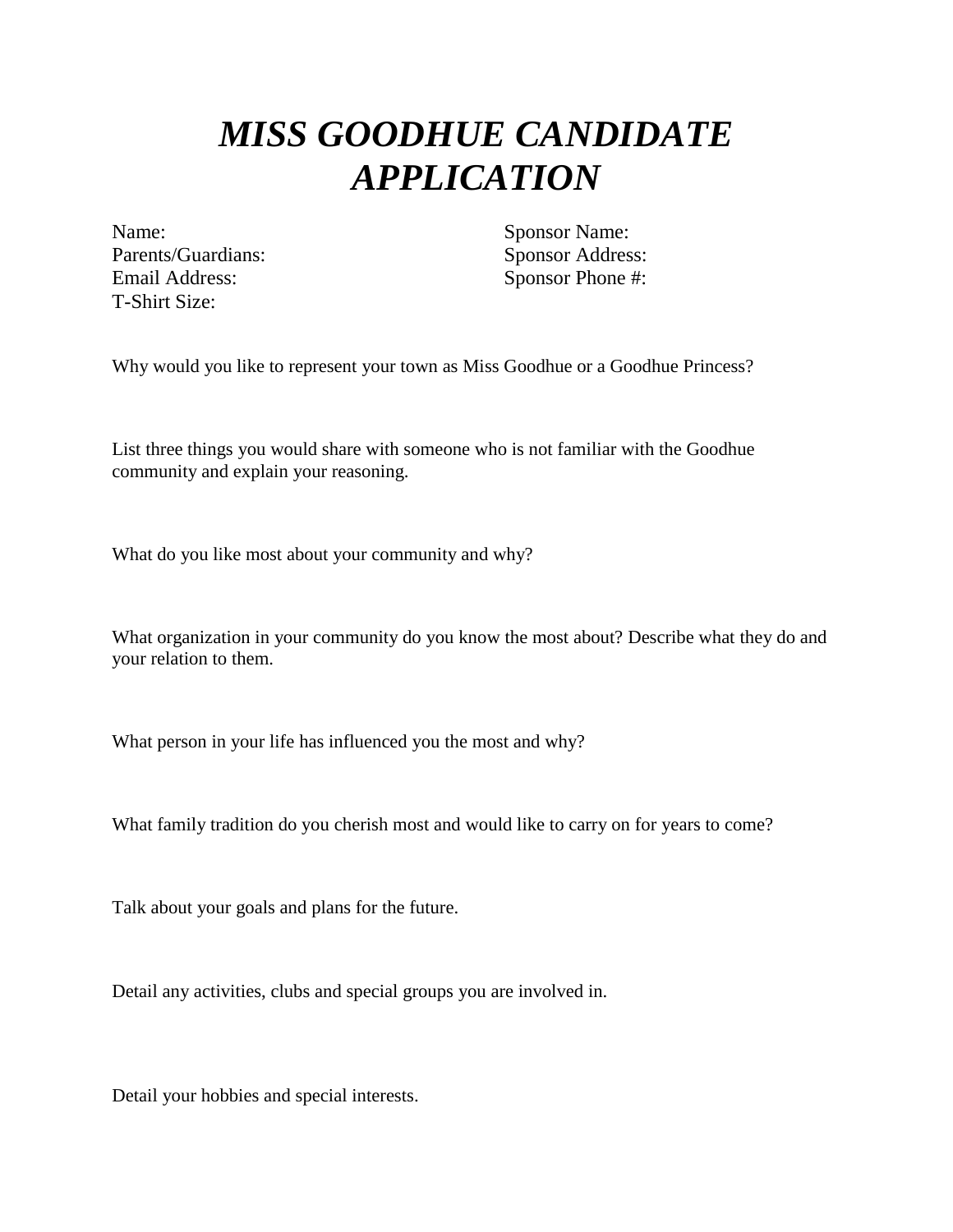# *MISS GOODHUE CANDIDATE APPLICATION*

Name:
Parents/Guardians:
Email Address:
T-Shirt Size:

Sponsor Name:
Sponsor Address:
Sponsor Phone #:

Why would you like to represent your town as Miss Goodhue or a Goodhue Princess?

List three things you would share with someone who is not familiar with the Goodhue community and explain your reasoning.

What do you like most about your community and why?

What organization in your community do you know the most about? Describe what they do and your relation to them.

What person in your life has influenced you the most and why?

What family tradition do you cherish most and would like to carry on for years to come?

Talk about your goals and plans for the future.

Detail any activities, clubs and special groups you are involved in.

Detail your hobbies and special interests.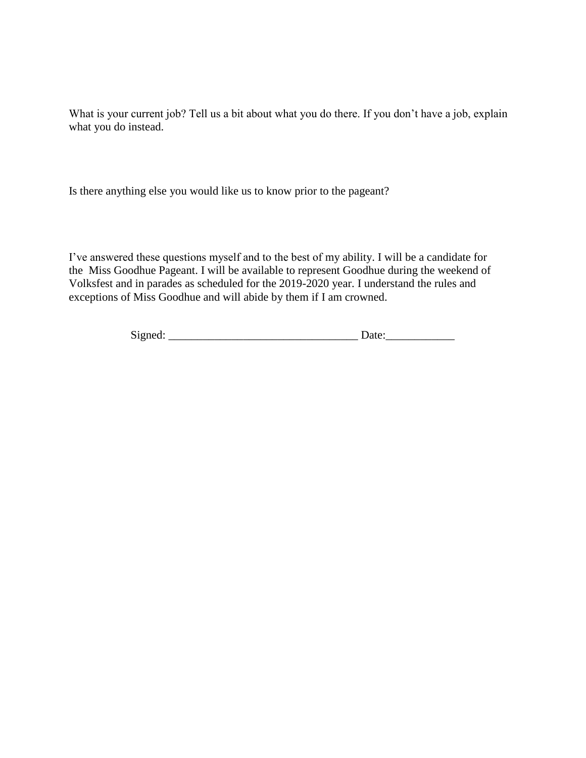What is your current job? Tell us a bit about what you do there. If you don't have a job, explain what you do instead.

Is there anything else you would like us to know prior to the pageant?

I've answered these questions myself and to the best of my ability. I will be a candidate for the  Miss Goodhue Pageant. I will be available to represent Goodhue during the weekend of Volksfest and in parades as scheduled for the 2019-2020 year. I understand the rules and exceptions of Miss Goodhue and will abide by them if I am crowned.

Signed: ________________________________ Date:____________